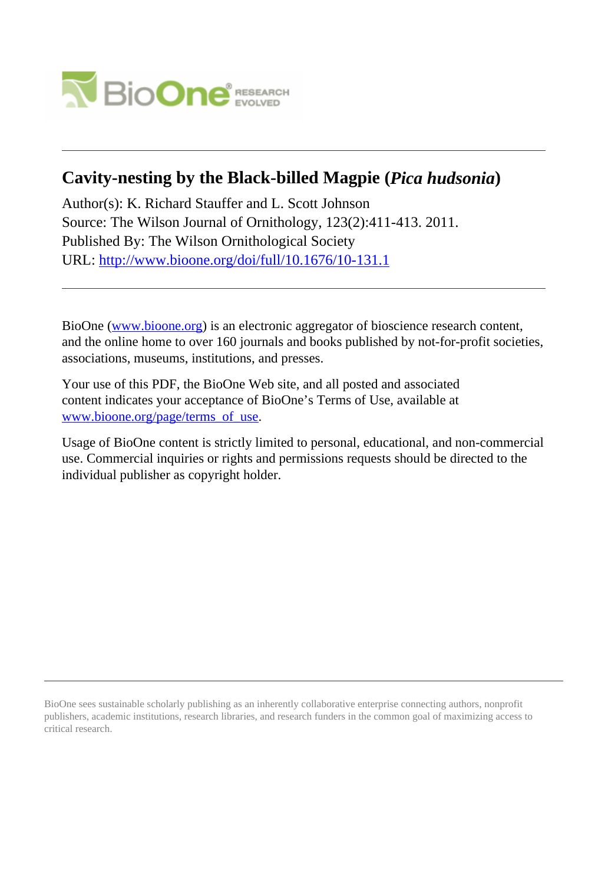# Cavity-nesting by the Black-billed Magpie (*Pica hudsonia*)

Author(s): K. Richard Stauffer and L. Scott Johnson
Source: The Wilson Journal of Ornithology, 123(2):411-413. 2011.
Published By: The Wilson Ornithological Society
URL: http://www.bioone.org/doi/full/10.1676/10-131.1

---

BioOne (www.bioone.org) is an electronic aggregator of bioscience research content, and the online home to over 160 journals and books published by not-for-profit societies, associations, museums, institutions, and presses.

Your use of this PDF, the BioOne Web site, and all posted and associated content indicates your acceptance of BioOne's Terms of Use, available at www.bioone.org/page/terms_of_use.

Usage of BioOne content is strictly limited to personal, educational, and non-commercial use. Commercial inquiries or rights and permissions requests should be directed to the individual publisher as copyright holder.

---

BioOne sees sustainable scholarly publishing as an inherently collaborative enterprise connecting authors, nonprofit publishers, academic institutions, research libraries, and research funders in the common goal of maximizing access to critical research.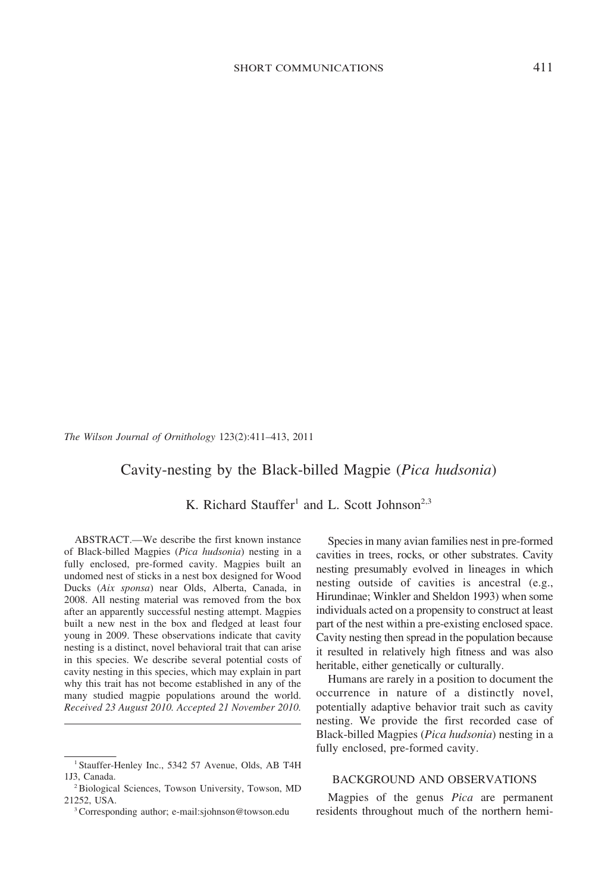*The Wilson Journal of Ornithology* 123(2):411–413, 2011

# Cavity-nesting by the Black-billed Magpie (*Pica hudsonia*)

K. Richard Stauffer[1] and L. Scott Johnson[2,3]

ABSTRACT.—We describe the first known instance of Black-billed Magpies (*Pica hudsonia*) nesting in a fully enclosed, pre-formed cavity. Magpies built an undomed nest of sticks in a nest box designed for Wood Ducks (*Aix sponsa*) near Olds, Alberta, Canada, in 2008. All nesting material was removed from the box after an apparently successful nesting attempt. Magpies built a new nest in the box and fledged at least four young in 2009. These observations indicate that cavity nesting is a distinct, novel behavioral trait that can arise in this species. We describe several potential costs of cavity nesting in this species, which may explain in part why this trait has not become established in any of the many studied magpie populations around the world. *Received 23 August 2010. Accepted 21 November 2010.*

[1] Stauffer-Henley Inc., 5342 57 Avenue, Olds, AB T4H 1J3, Canada.

[2] Biological Sciences, Towson University, Towson, MD 21252, USA.

[3] Corresponding author; e-mail:sjohnson@towson.edu

Species in many avian families nest in pre-formed cavities in trees, rocks, or other substrates. Cavity nesting presumably evolved in lineages in which nesting outside of cavities is ancestral (e.g., Hirundinae; Winkler and Sheldon 1993) when some individuals acted on a propensity to construct at least part of the nest within a pre-existing enclosed space. Cavity nesting then spread in the population because it resulted in relatively high fitness and was also heritable, either genetically or culturally.

Humans are rarely in a position to document the occurrence in nature of a distinctly novel, potentially adaptive behavior trait such as cavity nesting. We provide the first recorded case of Black-billed Magpies (*Pica hudsonia*) nesting in a fully enclosed, pre-formed cavity.

## BACKGROUND AND OBSERVATIONS

Magpies of the genus *Pica* are permanent residents throughout much of the northern hemi-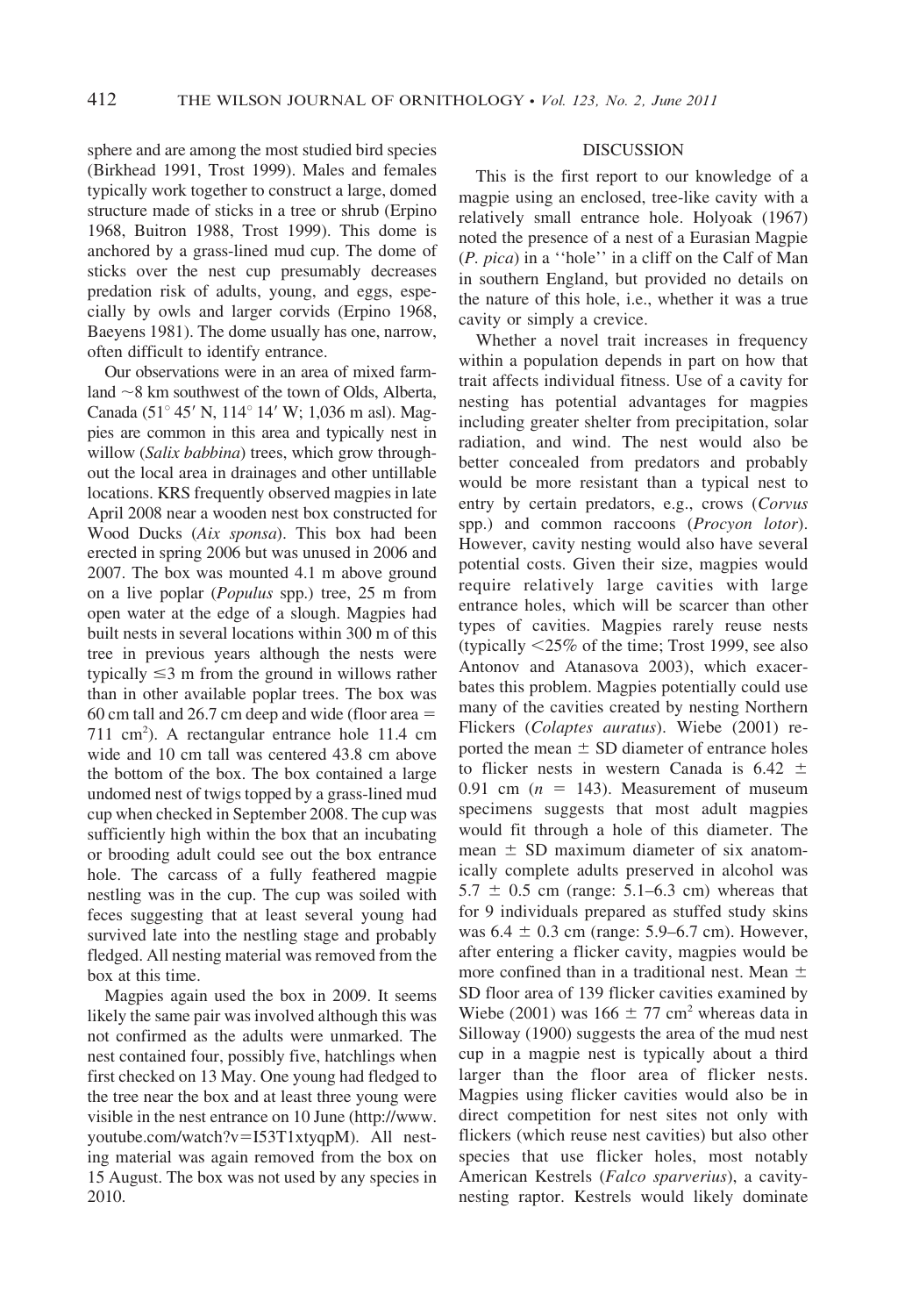sphere and are among the most studied bird species (Birkhead 1991, Trost 1999). Males and females typically work together to construct a large, domed structure made of sticks in a tree or shrub (Erpino 1968, Buitron 1988, Trost 1999). This dome is anchored by a grass-lined mud cup. The dome of sticks over the nest cup presumably decreases predation risk of adults, young, and eggs, especially by owls and larger corvids (Erpino 1968, Baeyens 1981). The dome usually has one, narrow, often difficult to identify entrance.

Our observations were in an area of mixed farmland ~8 km southwest of the town of Olds, Alberta, Canada (51° 45′ N, 114° 14′ W; 1,036 m asl). Magpies are common in this area and typically nest in willow (*Salix babbina*) trees, which grow throughout the local area in drainages and other untillable locations. KRS frequently observed magpies in late April 2008 near a wooden nest box constructed for Wood Ducks (*Aix sponsa*). This box had been erected in spring 2006 but was unused in 2006 and 2007. The box was mounted 4.1 m above ground on a live poplar (*Populus* spp.) tree, 25 m from open water at the edge of a slough. Magpies had built nests in several locations within 300 m of this tree in previous years although the nests were typically ≤3 m from the ground in willows rather than in other available poplar trees. The box was 60 cm tall and 26.7 cm deep and wide (floor area = 711 $cm^2$). A rectangular entrance hole 11.4 cm wide and 10 cm tall was centered 43.8 cm above the bottom of the box. The box contained a large undomed nest of twigs topped by a grass-lined mud cup when checked in September 2008. The cup was sufficiently high within the box that an incubating or brooding adult could see out the box entrance hole. The carcass of a fully feathered magpie nestling was in the cup. The cup was soiled with feces suggesting that at least several young had survived late into the nestling stage and probably fledged. All nesting material was removed from the box at this time.

Magpies again used the box in 2009. It seems likely the same pair was involved although this was not confirmed as the adults were unmarked. The nest contained four, possibly five, hatchlings when first checked on 13 May. One young had fledged to the tree near the box and at least three young were visible in the nest entrance on 10 June (http://www.youtube.com/watch?v=I53T1xtyqpM). All nesting material was again removed from the box on 15 August. The box was not used by any species in 2010.

## DISCUSSION

This is the first report to our knowledge of a magpie using an enclosed, tree-like cavity with a relatively small entrance hole. Holyoak (1967) noted the presence of a nest of a Eurasian Magpie (*P. pica*) in a ''hole'' in a cliff on the Calf of Man in southern England, but provided no details on the nature of this hole, i.e., whether it was a true cavity or simply a crevice.

Whether a novel trait increases in frequency within a population depends in part on how that trait affects individual fitness. Use of a cavity for nesting has potential advantages for magpies including greater shelter from precipitation, solar radiation, and wind. The nest would also be better concealed from predators and probably would be more resistant than a typical nest to entry by certain predators, e.g., crows (*Corvus* spp.) and common raccoons (*Procyon lotor*). However, cavity nesting would also have several potential costs. Given their size, magpies would require relatively large cavities with large entrance holes, which will be scarcer than other types of cavities. Magpies rarely reuse nests (typically <25% of the time; Trost 1999, see also Antonov and Atanasova 2003), which exacerbates this problem. Magpies potentially could use many of the cavities created by nesting Northern Flickers (*Colaptes auratus*). Wiebe (2001) reported the mean ± SD diameter of entrance holes to flicker nests in western Canada is 6.42 ± 0.91 cm ($n$ = 143). Measurement of museum specimens suggests that most adult magpies would fit through a hole of this diameter. The mean ± SD maximum diameter of six anatomically complete adults preserved in alcohol was 5.7 ± 0.5 cm (range: 5.1–6.3 cm) whereas that for 9 individuals prepared as stuffed study skins was 6.4 ± 0.3 cm (range: 5.9–6.7 cm). However, after entering a flicker cavity, magpies would be more confined than in a traditional nest. Mean ± SD floor area of 139 flicker cavities examined by Wiebe (2001) was 166 ± 77 $cm^2$ whereas data in Silloway (1900) suggests the area of the mud nest cup in a magpie nest is typically about a third larger than the floor area of flicker nests. Magpies using flicker cavities would also be in direct competition for nest sites not only with flickers (which reuse nest cavities) but also other species that use flicker holes, most notably American Kestrels (*Falco sparverius*), a cavity-nesting raptor. Kestrels would likely dominate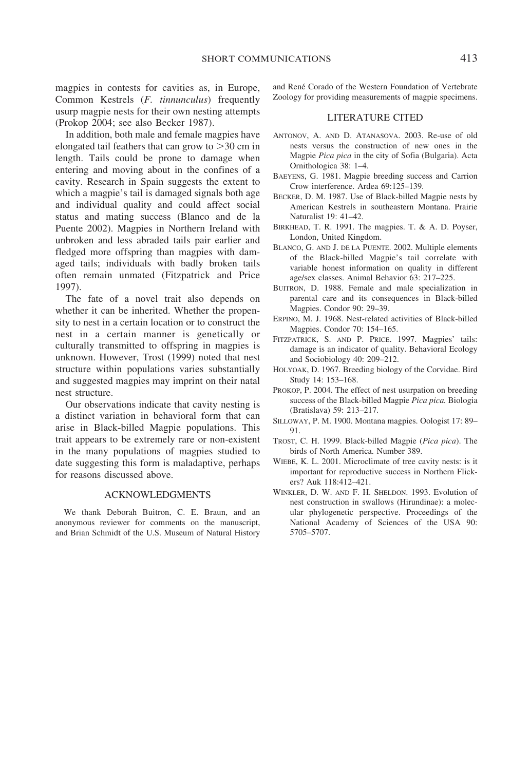magpies in contests for cavities as, in Europe, Common Kestrels (*F. tinnunculus*) frequently usurp magpie nests for their own nesting attempts (Prokop 2004; see also Becker 1987).

In addition, both male and female magpies have elongated tail feathers that can grow to >30 cm in length. Tails could be prone to damage when entering and moving about in the confines of a cavity. Research in Spain suggests the extent to which a magpie's tail is damaged signals both age and individual quality and could affect social status and mating success (Blanco and de la Puente 2002). Magpies in Northern Ireland with unbroken and less abraded tails pair earlier and fledged more offspring than magpies with damaged tails; individuals with badly broken tails often remain unmated (Fitzpatrick and Price 1997).

The fate of a novel trait also depends on whether it can be inherited. Whether the propensity to nest in a certain location or to construct the nest in a certain manner is genetically or culturally transmitted to offspring in magpies is unknown. However, Trost (1999) noted that nest structure within populations varies substantially and suggested magpies may imprint on their natal nest structure.

Our observations indicate that cavity nesting is a distinct variation in behavioral form that can arise in Black-billed Magpie populations. This trait appears to be extremely rare or non-existent in the many populations of magpies studied to date suggesting this form is maladaptive, perhaps for reasons discussed above.

## ACKNOWLEDGMENTS

We thank Deborah Buitron, C. E. Braun, and an anonymous reviewer for comments on the manuscript, and Brian Schmidt of the U.S. Museum of Natural History and René Corado of the Western Foundation of Vertebrate Zoology for providing measurements of magpie specimens.

## LITERATURE CITED

ANTONOV, A. AND D. ATANASOVA. 2003. Re-use of old nests versus the construction of new ones in the Magpie *Pica pica* in the city of Sofia (Bulgaria). Acta Ornithologica 38: 1–4.

BAEYENS, G. 1981. Magpie breeding success and Carrion Crow interference. Ardea 69:125–139.

BECKER, D. M. 1987. Use of Black-billed Magpie nests by American Kestrels in southeastern Montana. Prairie Naturalist 19: 41–42.

BIRKHEAD, T. R. 1991. The magpies. T. & A. D. Poyser, London, United Kingdom.

BLANCO, G. AND J. DE LA PUENTE. 2002. Multiple elements of the Black-billed Magpie's tail correlate with variable honest information on quality in different age/sex classes. Animal Behavior 63: 217–225.

BUITRON, D. 1988. Female and male specialization in parental care and its consequences in Black-billed Magpies. Condor 90: 29–39.

ERPINO, M. J. 1968. Nest-related activities of Black-billed Magpies. Condor 70: 154–165.

FITZPATRICK, S. AND P. PRICE. 1997. Magpies' tails: damage is an indicator of quality. Behavioral Ecology and Sociobiology 40: 209–212.

HOLYOAK, D. 1967. Breeding biology of the Corvidae. Bird Study 14: 153–168.

PROKOP, P. 2004. The effect of nest usurpation on breeding success of the Black-billed Magpie *Pica pica.* Biologia (Bratislava) 59: 213–217.

SILLOWAY, P. M. 1900. Montana magpies. Oologist 17: 89–91.

TROST, C. H. 1999. Black-billed Magpie (*Pica pica*). The birds of North America. Number 389.

WIEBE, K. L. 2001. Microclimate of tree cavity nests: is it important for reproductive success in Northern Flickers? Auk 118:412–421.

WINKLER, D. W. AND F. H. SHELDON. 1993. Evolution of nest construction in swallows (Hirundinae): a molecular phylogenetic perspective. Proceedings of the National Academy of Sciences of the USA 90: 5705–5707.